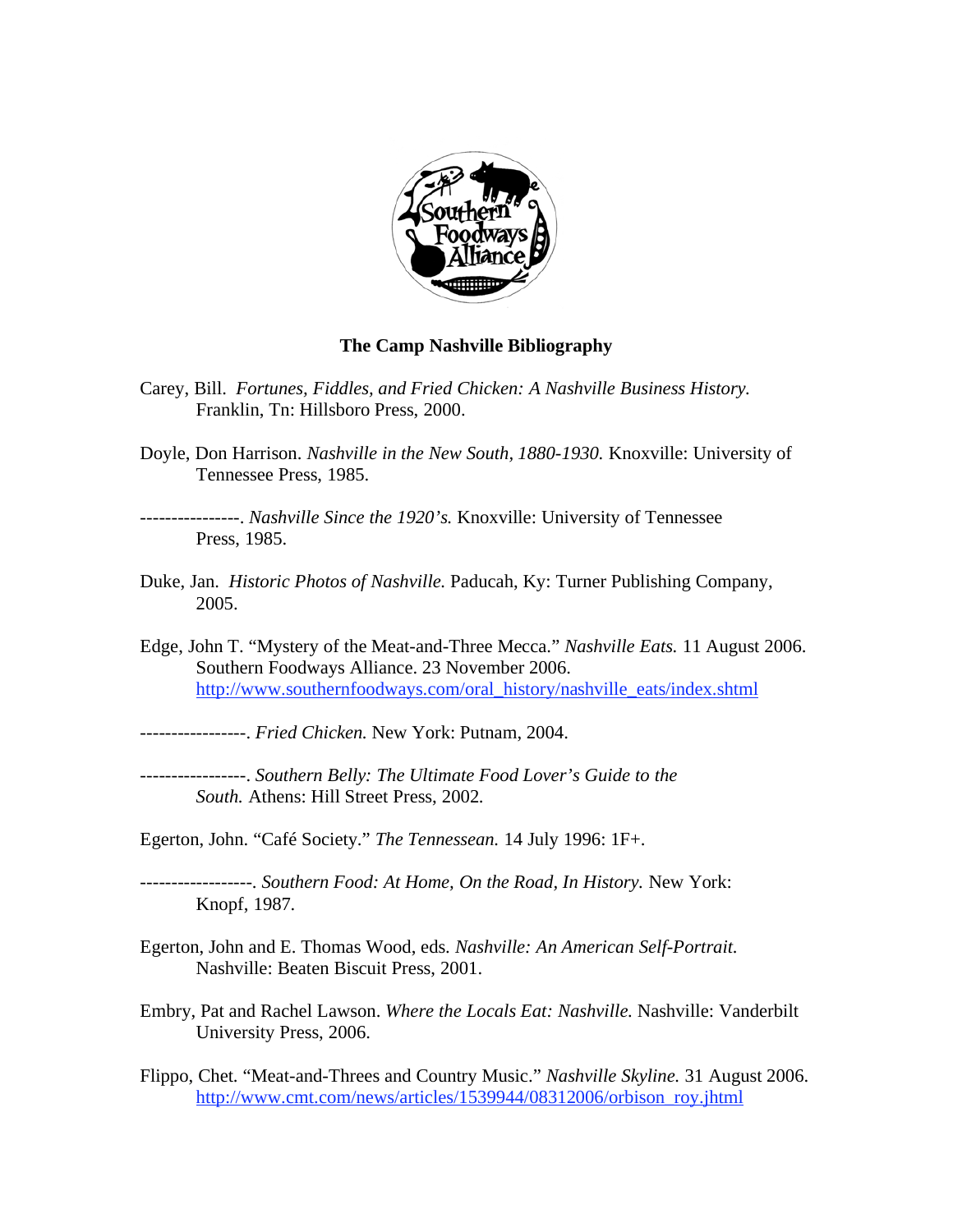# The Camp Nashville Bibliography

Carey, Bill. *Fortunes, Fiddles, and Fried Chicken: A Nashville Business History.* Franklin, Tn: Hillsboro Press, 2000.

Doyle, Don Harrison. *Nashville in the New South, 1880-1930.* Knoxville: University of Tennessee Press, 1985.

----------------. *Nashville Since the 1920's.* Knoxville: University of Tennessee Press, 1985.

Duke, Jan. *Historic Photos of Nashville.* Paducah, Ky: Turner Publishing Company, 2005.

Edge, John T. "Mystery of the Meat-and-Three Mecca." *Nashville Eats.* 11 August 2006. Southern Foodways Alliance. 23 November 2006. http://www.southernfoodways.com/oral_history/nashville_eats/index.shtml

-----------------. *Fried Chicken.* New York: Putnam, 2004.

-----------------. *Southern Belly: The Ultimate Food Lover's Guide to the South.* Athens: Hill Street Press, 2002.

Egerton, John. "Café Society." *The Tennessean.* 14 July 1996: 1F+.

------------------. *Southern Food: At Home, On the Road, In History.* New York: Knopf, 1987.

Egerton, John and E. Thomas Wood, eds. *Nashville: An American Self-Portrait.* Nashville: Beaten Biscuit Press, 2001.

Embry, Pat and Rachel Lawson. *Where the Locals Eat: Nashville.* Nashville: Vanderbilt University Press, 2006.

Flippo, Chet. "Meat-and-Threes and Country Music." *Nashville Skyline.* 31 August 2006. http://www.cmt.com/news/articles/1539944/08312006/orbison_roy.jhtml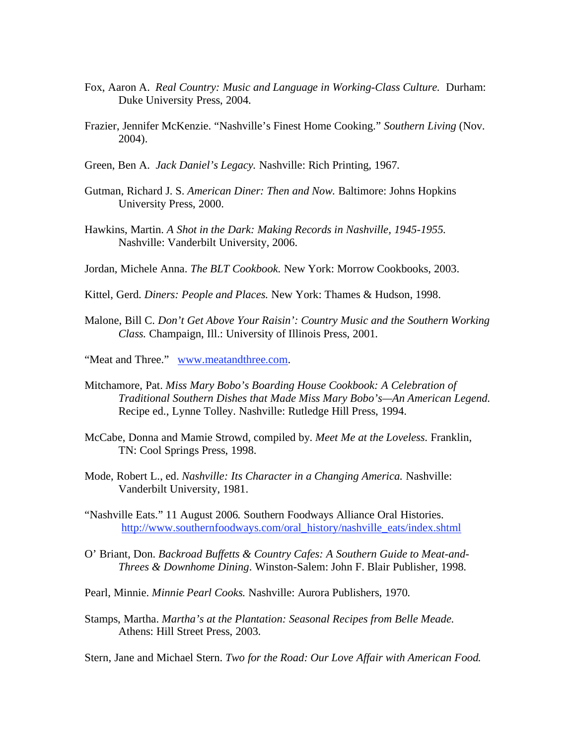Fox, Aaron A. *Real Country: Music and Language in Working-Class Culture.* Durham: Duke University Press, 2004.

Frazier, Jennifer McKenzie. "Nashville's Finest Home Cooking." *Southern Living* (Nov. 2004).

Green, Ben A. *Jack Daniel's Legacy.* Nashville: Rich Printing, 1967.

Gutman, Richard J. S. *American Diner: Then and Now.* Baltimore: Johns Hopkins University Press, 2000.

Hawkins, Martin. *A Shot in the Dark: Making Records in Nashville, 1945-1955.* Nashville: Vanderbilt University, 2006.

Jordan, Michele Anna. *The BLT Cookbook.* New York: Morrow Cookbooks, 2003.

Kittel, Gerd. *Diners: People and Places.* New York: Thames & Hudson, 1998.

Malone, Bill C. *Don't Get Above Your Raisin': Country Music and the Southern Working Class.* Champaign, Ill.: University of Illinois Press, 2001.

"Meat and Three." [www.meatandthree.com](www.meatandthree.com).

Mitchamore, Pat. *Miss Mary Bobo's Boarding House Cookbook: A Celebration of Traditional Southern Dishes that Made Miss Mary Bobo's—An American Legend.* Recipe ed., Lynne Tolley. Nashville: Rutledge Hill Press, 1994.

McCabe, Donna and Mamie Strowd, compiled by. *Meet Me at the Loveless.* Franklin, TN: Cool Springs Press, 1998.

Mode, Robert L., ed. *Nashville: Its Character in a Changing America.* Nashville: Vanderbilt University, 1981.

"Nashville Eats." 11 August 2006*.* Southern Foodways Alliance Oral Histories. [http://www.southernfoodways.com/oral_history/nashville_eats/index.shtml](http://www.southernfoodways.com/oral_history/nashville_eats/index.shtml)

O' Briant, Don. *Backroad Buffetts & Country Cafes: A Southern Guide to Meat-and-Threes & Downhome Dining*. Winston-Salem: John F. Blair Publisher, 1998.

Pearl, Minnie. *Minnie Pearl Cooks.* Nashville: Aurora Publishers, 1970.

Stamps, Martha. *Martha's at the Plantation: Seasonal Recipes from Belle Meade.* Athens: Hill Street Press, 2003.

Stern, Jane and Michael Stern. *Two for the Road: Our Love Affair with American Food.*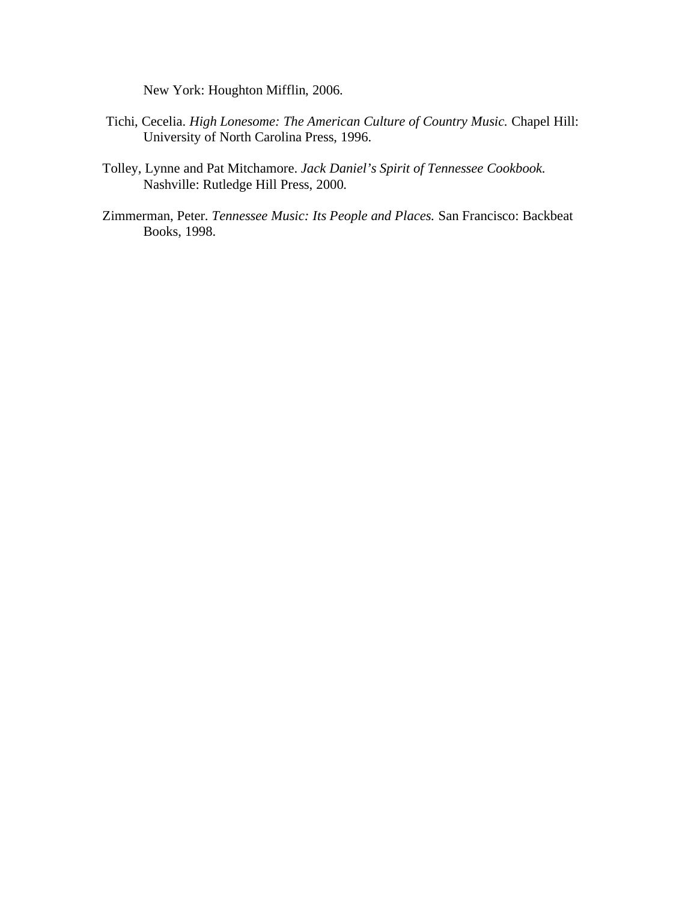New York: Houghton Mifflin, 2006.

Tichi, Cecelia. *High Lonesome: The American Culture of Country Music.* Chapel Hill: University of North Carolina Press, 1996.

Tolley, Lynne and Pat Mitchamore. *Jack Daniel's Spirit of Tennessee Cookbook.* Nashville: Rutledge Hill Press, 2000.

Zimmerman, Peter. *Tennessee Music: Its People and Places.* San Francisco: Backbeat Books, 1998.